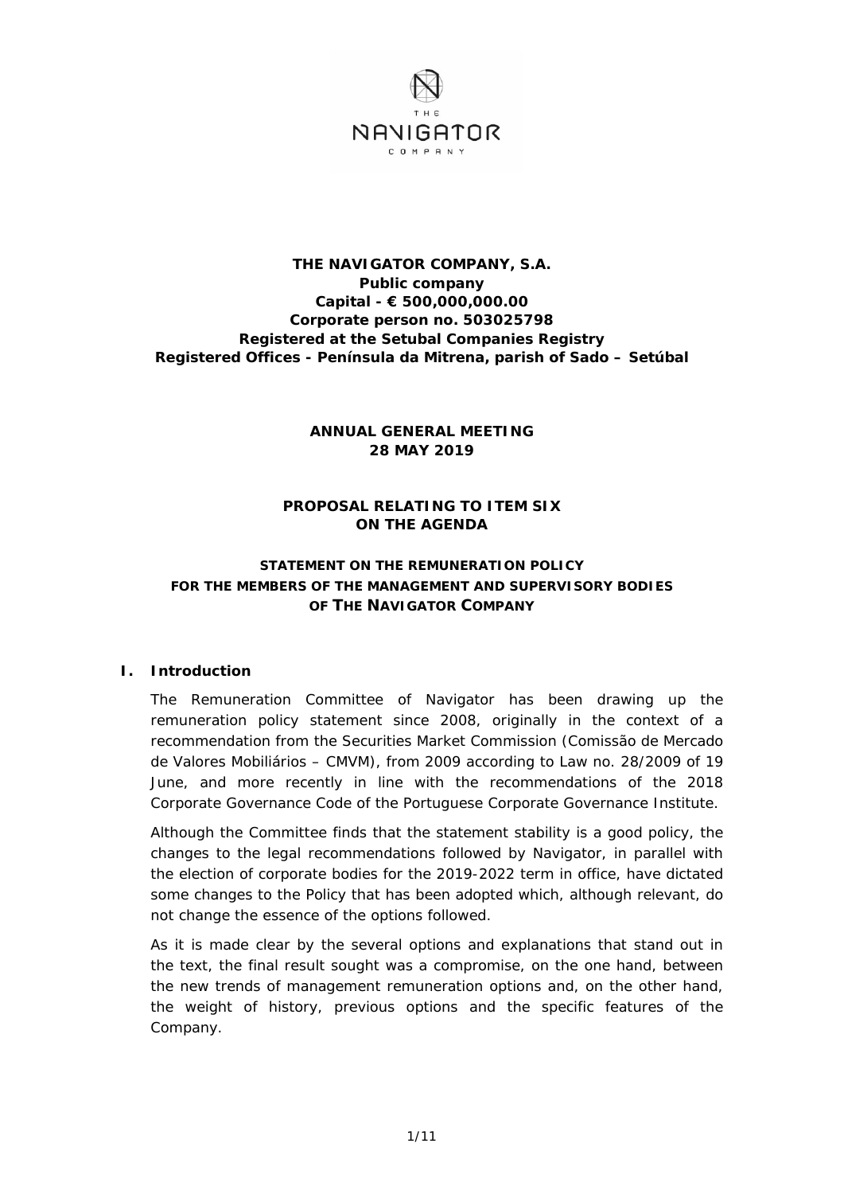**THE NAVIGATOR COMPANY, S.A.**
**Public company**
**Capital - € 500,000,000.00**
**Corporate person no. 503025798**
**Registered at the Setubal Companies Registry**
**Registered Offices - Península da Mitrena, parish of Sado – Setúbal**

**ANNUAL GENERAL MEETING**
**28 MAY 2019**

**PROPOSAL RELATING TO ITEM SIX ON THE AGENDA**

# STATEMENT ON THE REMUNERATION POLICY FOR THE MEMBERS OF THE MANAGEMENT AND SUPERVISORY BODIES OF THE NAVIGATOR COMPANY

## I. Introduction

The Remuneration Committee of Navigator has been drawing up the remuneration policy statement since 2008, originally in the context of a recommendation from the Securities Market Commission (*Comissão de Mercado de Valores Mobiliários* – CMVM), from 2009 according to Law no. 28/2009 of 19 June, and more recently in line with the recommendations of the 2018 Corporate Governance Code of the Portuguese Corporate Governance Institute.

Although the Committee finds that the statement stability is a good policy, the changes to the legal recommendations followed by Navigator, in parallel with the election of corporate bodies for the 2019-2022 term in office, have dictated some changes to the Policy that has been adopted which, although relevant, do not change the essence of the options followed.

As it is made clear by the several options and explanations that stand out in the text, the final result sought was a compromise, on the one hand, between the new trends of management remuneration options and, on the other hand, the weight of history, previous options and the specific features of the Company.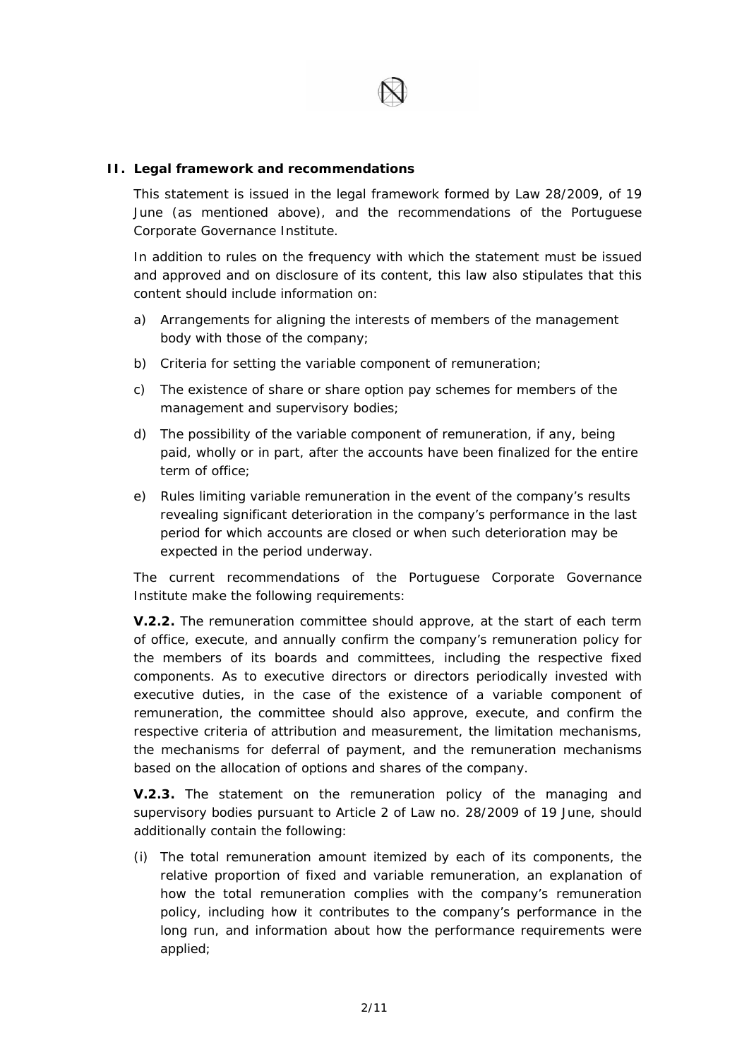## II. Legal framework and recommendations

This statement is issued in the legal framework formed by Law 28/2009, of 19 June (as mentioned above), and the recommendations of the Portuguese Corporate Governance Institute.

In addition to rules on the frequency with which the statement must be issued and approved and on disclosure of its content, this law also stipulates that this content should include information on:

a) Arrangements for aligning the interests of members of the management body with those of the company;

b) Criteria for setting the variable component of remuneration;

c) The existence of share or share option pay schemes for members of the management and supervisory bodies;

d) The possibility of the variable component of remuneration, if any, being paid, wholly or in part, after the accounts have been finalized for the entire term of office;

e) Rules limiting variable remuneration in the event of the company's results revealing significant deterioration in the company's performance in the last period for which accounts are closed or when such deterioration may be expected in the period underway.

The current recommendations of the Portuguese Corporate Governance Institute make the following requirements:

**V.2.2.** The remuneration committee should approve, at the start of each term of office, execute, and annually confirm the company's remuneration policy for the members of its boards and committees, including the respective fixed components. As to executive directors or directors periodically invested with executive duties, in the case of the existence of a variable component of remuneration, the committee should also approve, execute, and confirm the respective criteria of attribution and measurement, the limitation mechanisms, the mechanisms for deferral of payment, and the remuneration mechanisms based on the allocation of options and shares of the company.

**V.2.3.** The statement on the remuneration policy of the managing and supervisory bodies pursuant to Article 2 of Law no. 28/2009 of 19 June, should additionally contain the following:

(i) The total remuneration amount itemized by each of its components, the relative proportion of fixed and variable remuneration, an explanation of how the total remuneration complies with the company's remuneration policy, including how it contributes to the company's performance in the long run, and information about how the performance requirements were applied;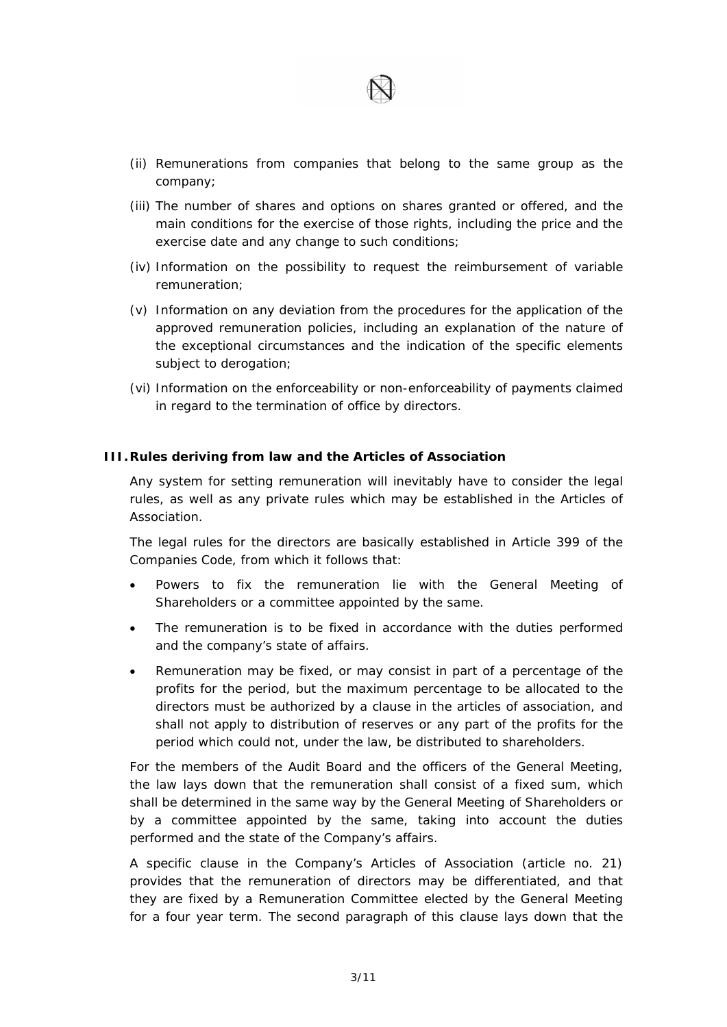(ii) Remunerations from companies that belong to the same group as the company;

(iii) The number of shares and options on shares granted or offered, and the main conditions for the exercise of those rights, including the price and the exercise date and any change to such conditions;

(iv) Information on the possibility to request the reimbursement of variable remuneration;

(v) Information on any deviation from the procedures for the application of the approved remuneration policies, including an explanation of the nature of the exceptional circumstances and the indication of the specific elements subject to derogation;

(vi) Information on the enforceability or non-enforceability of payments claimed in regard to the termination of office by directors.

## III. Rules deriving from law and the Articles of Association

Any system for setting remuneration will inevitably have to consider the legal rules, as well as any private rules which may be established in the Articles of Association.

The legal rules for the directors are basically established in Article 399 of the Companies Code, from which it follows that:

- Powers to fix the remuneration lie with the General Meeting of Shareholders or a committee appointed by the same.
- The remuneration is to be fixed in accordance with the duties performed and the company's state of affairs.
- Remuneration may be fixed, or may consist in part of a percentage of the profits for the period, but the maximum percentage to be allocated to the directors must be authorized by a clause in the articles of association, and shall not apply to distribution of reserves or any part of the profits for the period which could not, under the law, be distributed to shareholders.

For the members of the Audit Board and the officers of the General Meeting, the law lays down that the remuneration shall consist of a fixed sum, which shall be determined in the same way by the General Meeting of Shareholders or by a committee appointed by the same, taking into account the duties performed and the state of the Company's affairs.

A specific clause in the Company's Articles of Association (article no. 21) provides that the remuneration of directors may be differentiated, and that they are fixed by a Remuneration Committee elected by the General Meeting for a four year term. The second paragraph of this clause lays down that the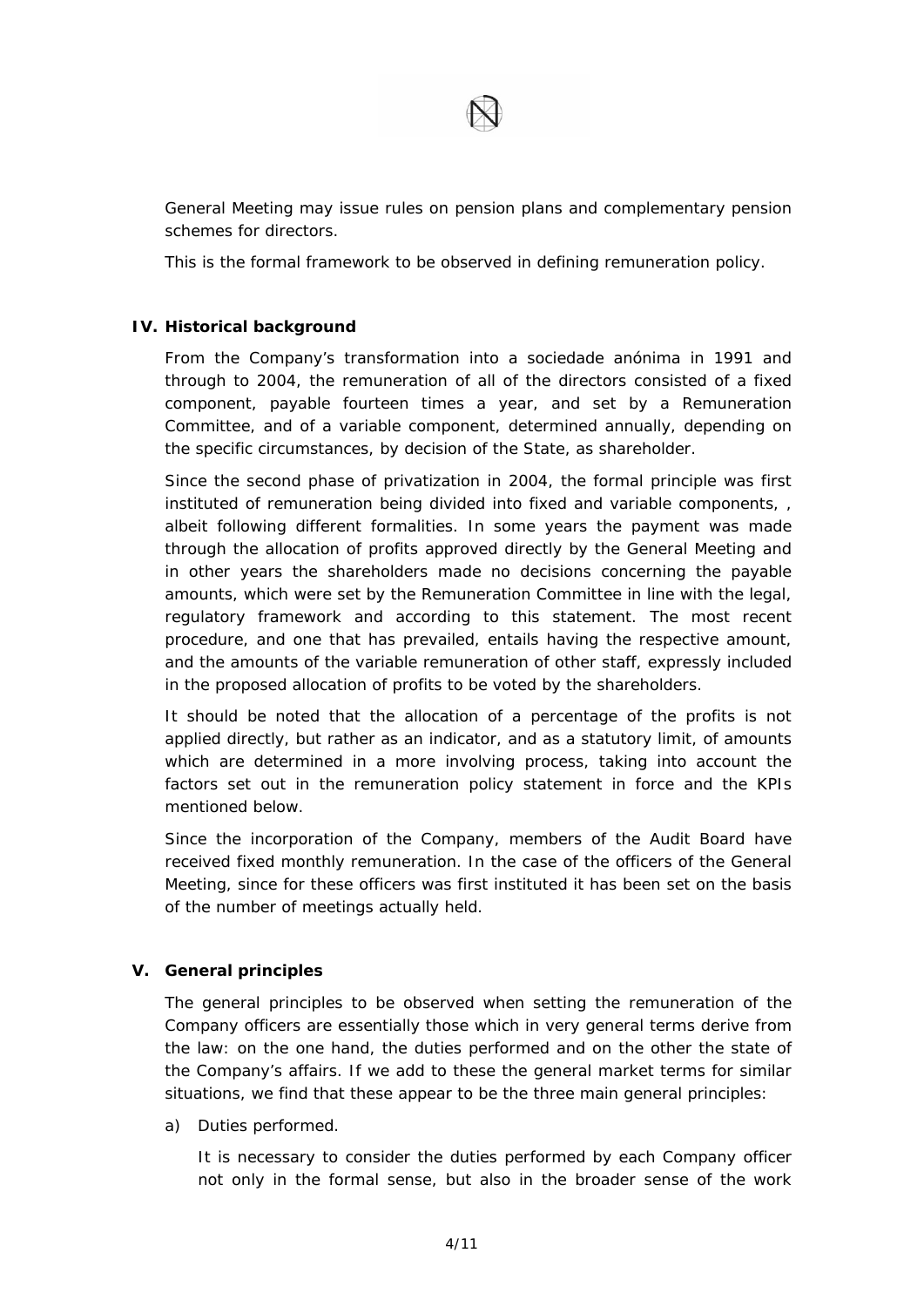General Meeting may issue rules on pension plans and complementary pension schemes for directors.

This is the formal framework to be observed in defining remuneration policy.

## IV. Historical background

From the Company's transformation into a sociedade anónima in 1991 and through to 2004, the remuneration of all of the directors consisted of a fixed component, payable fourteen times a year, and set by a Remuneration Committee, and of a variable component, determined annually, depending on the specific circumstances, by decision of the State, as shareholder.

Since the second phase of privatization in 2004, the formal principle was first instituted of remuneration being divided into fixed and variable components, , albeit following different formalities. In some years the payment was made through the allocation of profits approved directly by the General Meeting and in other years the shareholders made no decisions concerning the payable amounts, which were set by the Remuneration Committee in line with the legal, regulatory framework and according to this statement. The most recent procedure, and one that has prevailed, entails having the respective amount, and the amounts of the variable remuneration of other staff, expressly included in the proposed allocation of profits to be voted by the shareholders.

It should be noted that the allocation of a percentage of the profits is not applied directly, but rather as an indicator, and as a statutory limit, of amounts which are determined in a more involving process, taking into account the factors set out in the remuneration policy statement in force and the KPIs mentioned below.

Since the incorporation of the Company, members of the Audit Board have received fixed monthly remuneration. In the case of the officers of the General Meeting, since for these officers was first instituted it has been set on the basis of the number of meetings actually held.

## V. General principles

The general principles to be observed when setting the remuneration of the Company officers are essentially those which in very general terms derive from the law: on the one hand, the duties performed and on the other the state of the Company's affairs. If we add to these the general market terms for similar situations, we find that these appear to be the three main general principles:

a) Duties performed.

   It is necessary to consider the duties performed by each Company officer not only in the formal sense, but also in the broader sense of the work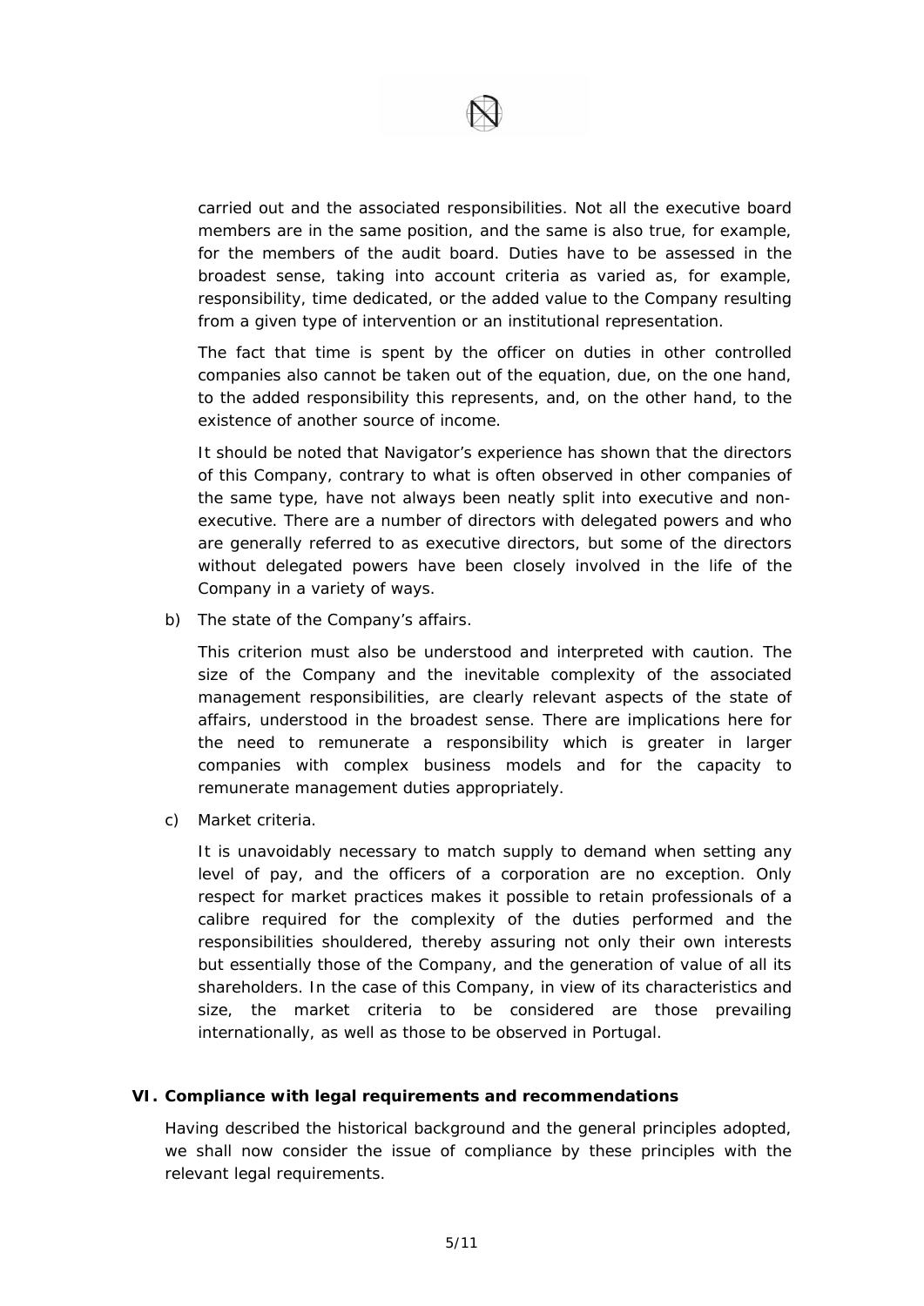carried out and the associated responsibilities. Not all the executive board members are in the same position, and the same is also true, for example, for the members of the audit board. Duties have to be assessed in the broadest sense, taking into account criteria as varied as, for example, responsibility, time dedicated, or the added value to the Company resulting from a given type of intervention or an institutional representation.

The fact that time is spent by the officer on duties in other controlled companies also cannot be taken out of the equation, due, on the one hand, to the added responsibility this represents, and, on the other hand, to the existence of another source of income.

It should be noted that Navigator's experience has shown that the directors of this Company, contrary to what is often observed in other companies of the same type, have not always been neatly split into executive and non-executive. There are a number of directors with delegated powers and who are generally referred to as executive directors, but some of the directors without delegated powers have been closely involved in the life of the Company in a variety of ways.

b) The state of the Company's affairs.

This criterion must also be understood and interpreted with caution. The size of the Company and the inevitable complexity of the associated management responsibilities, are clearly relevant aspects of the state of affairs, understood in the broadest sense. There are implications here for the need to remunerate a responsibility which is greater in larger companies with complex business models and for the capacity to remunerate management duties appropriately.

c) Market criteria.

It is unavoidably necessary to match supply to demand when setting any level of pay, and the officers of a corporation are no exception. Only respect for market practices makes it possible to retain professionals of a calibre required for the complexity of the duties performed and the responsibilities shouldered, thereby assuring not only their own interests but essentially those of the Company, and the generation of value of all its shareholders. In the case of this Company, in view of its characteristics and size, the market criteria to be considered are those prevailing internationally, as well as those to be observed in Portugal.

## VI. Compliance with legal requirements and recommendations

Having described the historical background and the general principles adopted, we shall now consider the issue of compliance by these principles with the relevant legal requirements.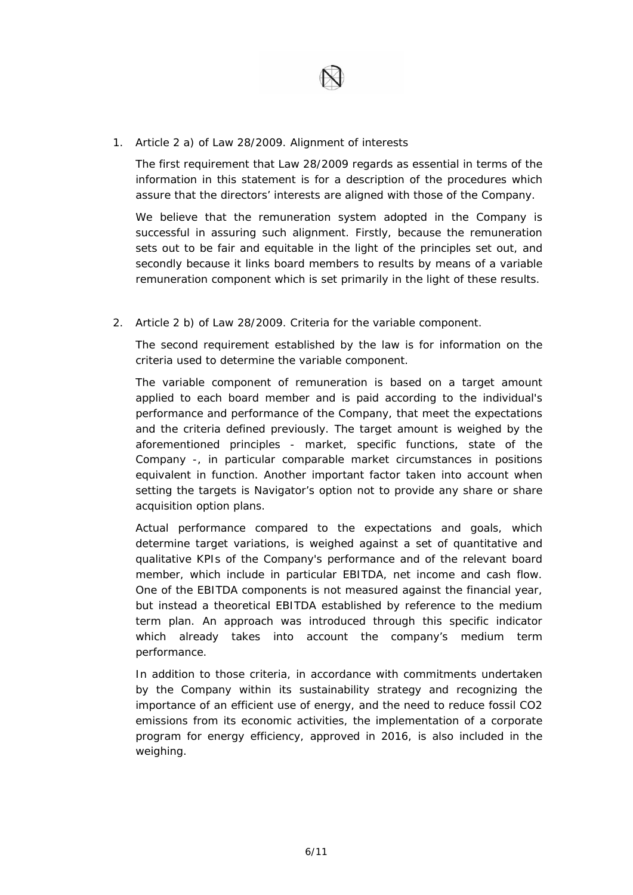1. Article 2 a) of Law 28/2009. Alignment of interests

   The first requirement that Law 28/2009 regards as essential in terms of the information in this statement is for a description of the procedures which assure that the directors' interests are aligned with those of the Company.

   We believe that the remuneration system adopted in the Company is successful in assuring such alignment. Firstly, because the remuneration sets out to be fair and equitable in the light of the principles set out, and secondly because it links board members to results by means of a variable remuneration component which is set primarily in the light of these results.

2. Article 2 b) of Law 28/2009. Criteria for the variable component.

   The second requirement established by the law is for information on the criteria used to determine the variable component.

   The variable component of remuneration is based on a target amount applied to each board member and is paid according to the individual's performance and performance of the Company, that meet the expectations and the criteria defined previously. The target amount is weighed by the aforementioned principles - market, specific functions, state of the Company -, in particular comparable market circumstances in positions equivalent in function. Another important factor taken into account when setting the targets is Navigator's option not to provide any share or share acquisition option plans.

   Actual performance compared to the expectations and goals, which determine target variations, is weighed against a set of quantitative and qualitative KPIs of the Company's performance and of the relevant board member, which include in particular EBITDA, net income and cash flow. One of the EBITDA components is not measured against the financial year, but instead a theoretical EBITDA established by reference to the medium term plan. An approach was introduced through this specific indicator which already takes into account the company's medium term performance.

   In addition to those criteria, in accordance with commitments undertaken by the Company within its sustainability strategy and recognizing the importance of an efficient use of energy, and the need to reduce fossil $CO_2$ emissions from its economic activities, the implementation of a corporate program for energy efficiency, approved in 2016, is also included in the weighing.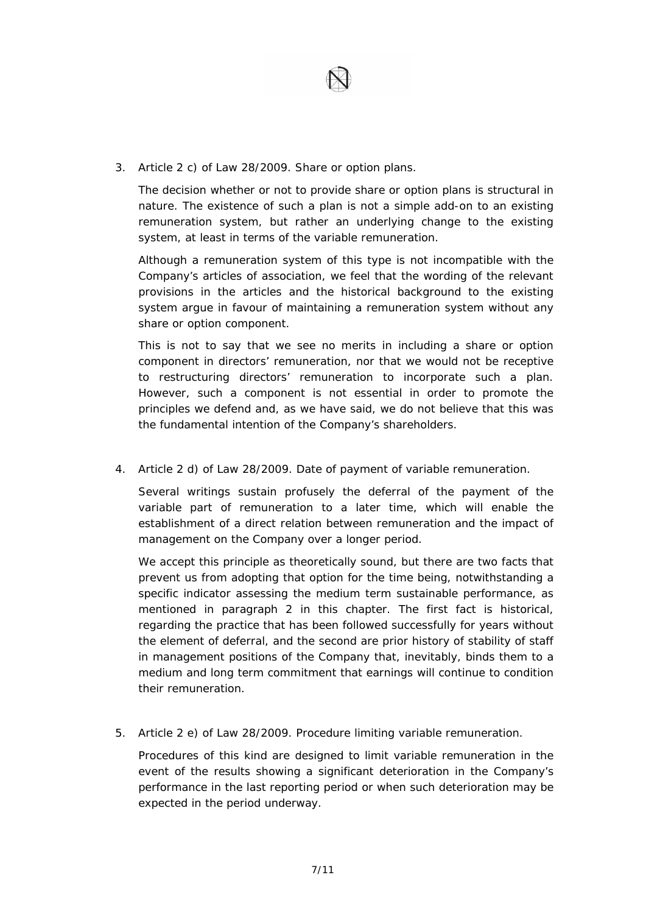3. Article 2 c) of Law 28/2009. Share or option plans.

   The decision whether or not to provide share or option plans is structural in nature. The existence of such a plan is not a simple add-on to an existing remuneration system, but rather an underlying change to the existing system, at least in terms of the variable remuneration.

   Although a remuneration system of this type is not incompatible with the Company's articles of association, we feel that the wording of the relevant provisions in the articles and the historical background to the existing system argue in favour of maintaining a remuneration system without any share or option component.

   This is not to say that we see no merits in including a share or option component in directors' remuneration, nor that we would not be receptive to restructuring directors' remuneration to incorporate such a plan. However, such a component is not essential in order to promote the principles we defend and, as we have said, we do not believe that this was the fundamental intention of the Company's shareholders.

4. Article 2 d) of Law 28/2009. Date of payment of variable remuneration.

   Several writings sustain profusely the deferral of the payment of the variable part of remuneration to a later time, which will enable the establishment of a direct relation between remuneration and the impact of management on the Company over a longer period.

   We accept this principle as theoretically sound, but there are two facts that prevent us from adopting that option for the time being, notwithstanding a specific indicator assessing the medium term sustainable performance, as mentioned in paragraph 2 in this chapter. The first fact is historical, regarding the practice that has been followed successfully for years without the element of deferral, and the second are prior history of stability of staff in management positions of the Company that, inevitably, binds them to a medium and long term commitment that earnings will continue to condition their remuneration.

5. Article 2 e) of Law 28/2009. Procedure limiting variable remuneration.

   Procedures of this kind are designed to limit variable remuneration in the event of the results showing a significant deterioration in the Company's performance in the last reporting period or when such deterioration may be expected in the period underway.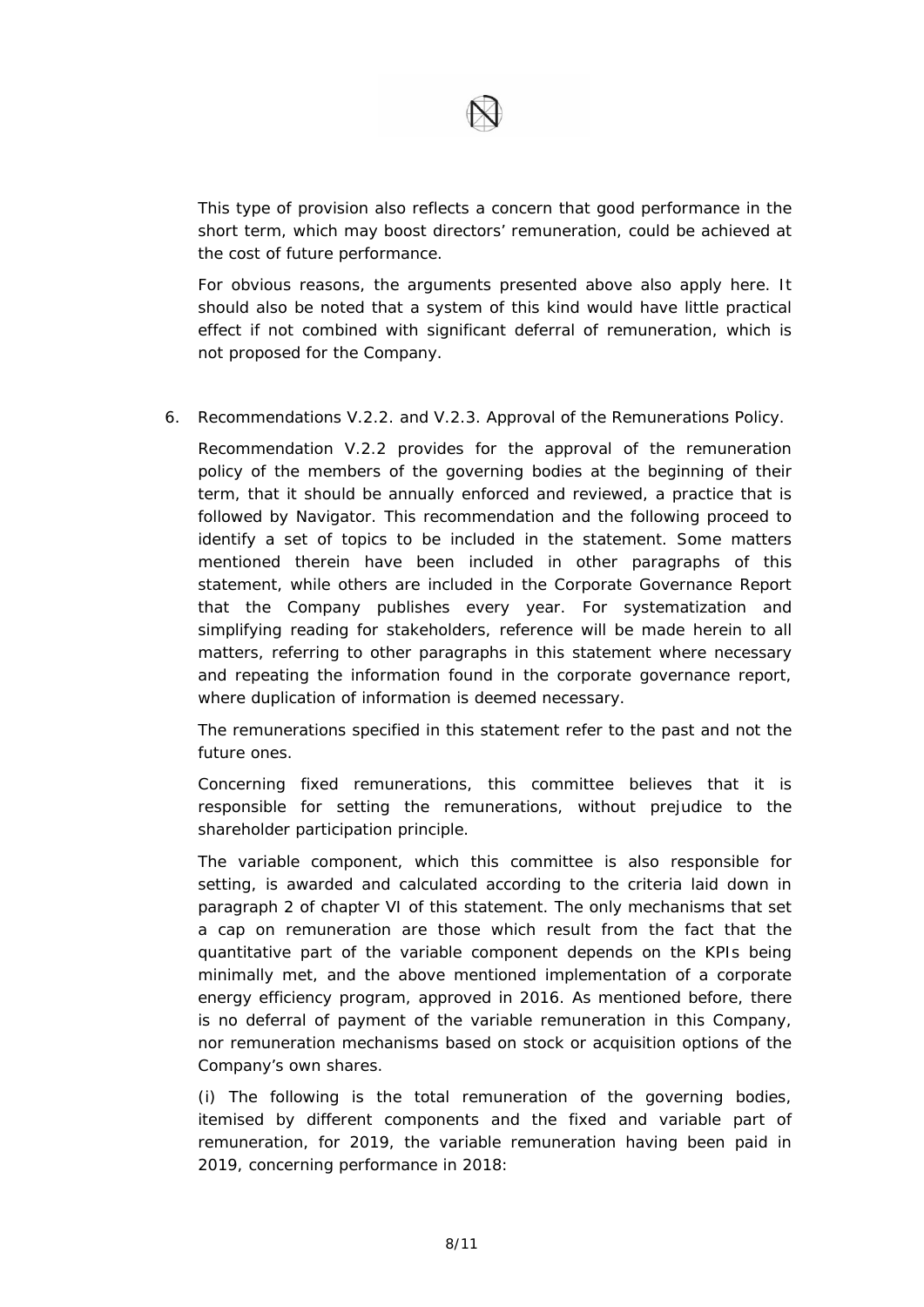This type of provision also reflects a concern that good performance in the short term, which may boost directors' remuneration, could be achieved at the cost of future performance.

For obvious reasons, the arguments presented above also apply here. It should also be noted that a system of this kind would have little practical effect if not combined with significant deferral of remuneration, which is not proposed for the Company.

6. Recommendations V.2.2. and V.2.3. Approval of the Remunerations Policy.

Recommendation V.2.2 provides for the approval of the remuneration policy of the members of the governing bodies at the beginning of their term, that it should be annually enforced and reviewed, a practice that is followed by Navigator. This recommendation and the following proceed to identify a set of topics to be included in the statement. Some matters mentioned therein have been included in other paragraphs of this statement, while others are included in the Corporate Governance Report that the Company publishes every year. For systematization and simplifying reading for stakeholders, reference will be made herein to all matters, referring to other paragraphs in this statement where necessary and repeating the information found in the corporate governance report, where duplication of information is deemed necessary.

The remunerations specified in this statement refer to the past and not the future ones.

Concerning fixed remunerations, this committee believes that it is responsible for setting the remunerations, without prejudice to the shareholder participation principle.

The variable component, which this committee is also responsible for setting, is awarded and calculated according to the criteria laid down in paragraph 2 of chapter VI of this statement. The only mechanisms that set a cap on remuneration are those which result from the fact that the quantitative part of the variable component depends on the KPIs being minimally met, and the above mentioned implementation of a corporate energy efficiency program, approved in 2016. As mentioned before, there is no deferral of payment of the variable remuneration in this Company, nor remuneration mechanisms based on stock or acquisition options of the Company's own shares.

(i) The following is the total remuneration of the governing bodies, itemised by different components and the fixed and variable part of remuneration, for 2019, the variable remuneration having been paid in 2019, concerning performance in 2018: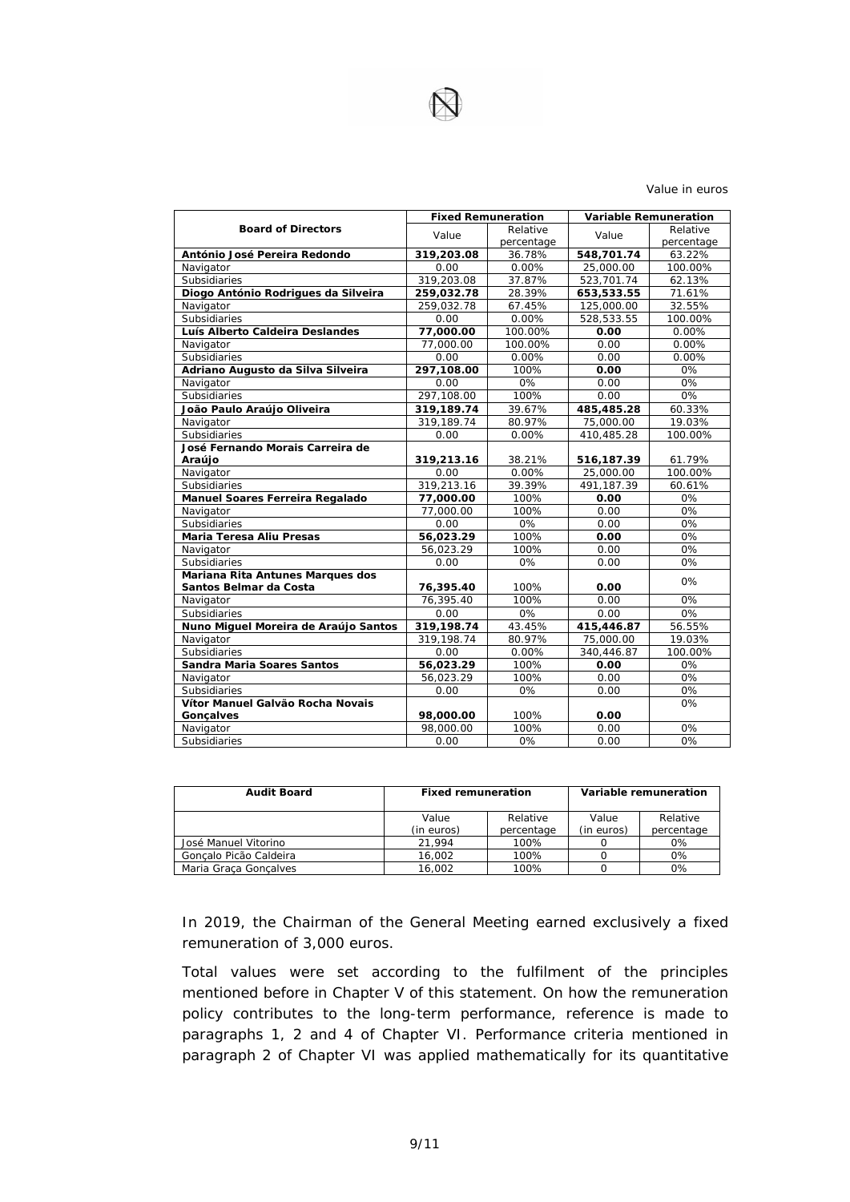Value in euros

| Board of Directors | Fixed Remuneration | | Variable Remuneration | |
|---|---|---|---|---|
| | Value | Relative percentage | Value | Relative percentage |
| **António José Pereira Redondo** | **319,203.08** | 36.78% | **548,701.74** | 63.22% |
| Navigator | 0.00 | 0.00% | 25,000.00 | 100.00% |
| Subsidiaries | 319,203.08 | 37.87% | 523,701.74 | 62.13% |
| **Diogo António Rodrigues da Silveira** | **259,032.78** | 28.39% | **653,533.55** | 71.61% |
| Navigator | 259,032.78 | 67.45% | 125,000.00 | 32.55% |
| Subsidiaries | 0.00 | 0.00% | 528,533.55 | 100.00% |
| **Luís Alberto Caldeira Deslandes** | **77,000.00** | 100.00% | **0.00** | 0.00% |
| Navigator | 77,000.00 | 100.00% | 0.00 | 0.00% |
| Subsidiaries | 0.00 | 0.00% | 0.00 | 0.00% |
| **Adriano Augusto da Silva Silveira** | **297,108.00** | 100% | **0.00** | 0% |
| Navigator | 0.00 | 0% | 0.00 | 0% |
| Subsidiaries | 297,108.00 | 100% | 0.00 | 0% |
| **João Paulo Araújo Oliveira** | **319,189.74** | 39.67% | **485,485.28** | 60.33% |
| Navigator | 319,189.74 | 80.97% | 75,000.00 | 19.03% |
| Subsidiaries | 0.00 | 0.00% | 410,485.28 | 100.00% |
| **José Fernando Morais Carreira de Araújo** | **319,213.16** | 38.21% | **516,187.39** | 61.79% |
| Navigator | 0.00 | 0.00% | 25,000.00 | 100.00% |
| Subsidiaries | 319,213.16 | 39.39% | 491,187.39 | 60.61% |
| **Manuel Soares Ferreira Regalado** | **77,000.00** | 100% | **0.00** | 0% |
| Navigator | 77,000.00 | 100% | 0.00 | 0% |
| Subsidiaries | 0.00 | 0% | 0.00 | 0% |
| **Maria Teresa Aliu Presas** | **56,023.29** | 100% | **0.00** | 0% |
| Navigator | 56,023.29 | 100% | 0.00 | 0% |
| Subsidiaries | 0.00 | 0% | 0.00 | 0% |
| **Mariana Rita Antunes Marques dos Santos Belmar da Costa** | **76,395.40** | 100% | **0.00** | 0% |
| Navigator | 76,395.40 | 100% | 0.00 | 0% |
| Subsidiaries | 0.00 | 0% | 0.00 | 0% |
| **Nuno Miguel Moreira de Araújo Santos** | **319,198.74** | 43.45% | **415,446.87** | 56.55% |
| Navigator | 319,198.74 | 80.97% | 75,000.00 | 19.03% |
| Subsidiaries | 0.00 | 0.00% | 340,446.87 | 100.00% |
| **Sandra Maria Soares Santos** | **56,023.29** | 100% | **0.00** | 0% |
| Navigator | 56,023.29 | 100% | 0.00 | 0% |
| Subsidiaries | 0.00 | 0% | 0.00 | 0% |
| **Vítor Manuel Galvão Rocha Novais Gonçalves** | **98,000.00** | 100% | **0.00** | 0% |
| Navigator | 98,000.00 | 100% | 0.00 | 0% |
| Subsidiaries | 0.00 | 0% | 0.00 | 0% |

| Audit Board | Fixed remuneration | | Variable remuneration | |
|---|---|---|---|---|
| | Value (in euros) | Relative percentage | Value (in euros) | Relative percentage |
| José Manuel Vitorino | 21,994 | 100% | 0 | 0% |
| Gonçalo Picão Caldeira | 16,002 | 100% | 0 | 0% |
| Maria Graça Gonçalves | 16,002 | 100% | 0 | 0% |

In 2019, the Chairman of the General Meeting earned exclusively a fixed remuneration of 3,000 euros.

Total values were set according to the fulfilment of the principles mentioned before in Chapter V of this statement. On how the remuneration policy contributes to the long-term performance, reference is made to paragraphs 1, 2 and 4 of Chapter VI. Performance criteria mentioned in paragraph 2 of Chapter VI was applied mathematically for its quantitative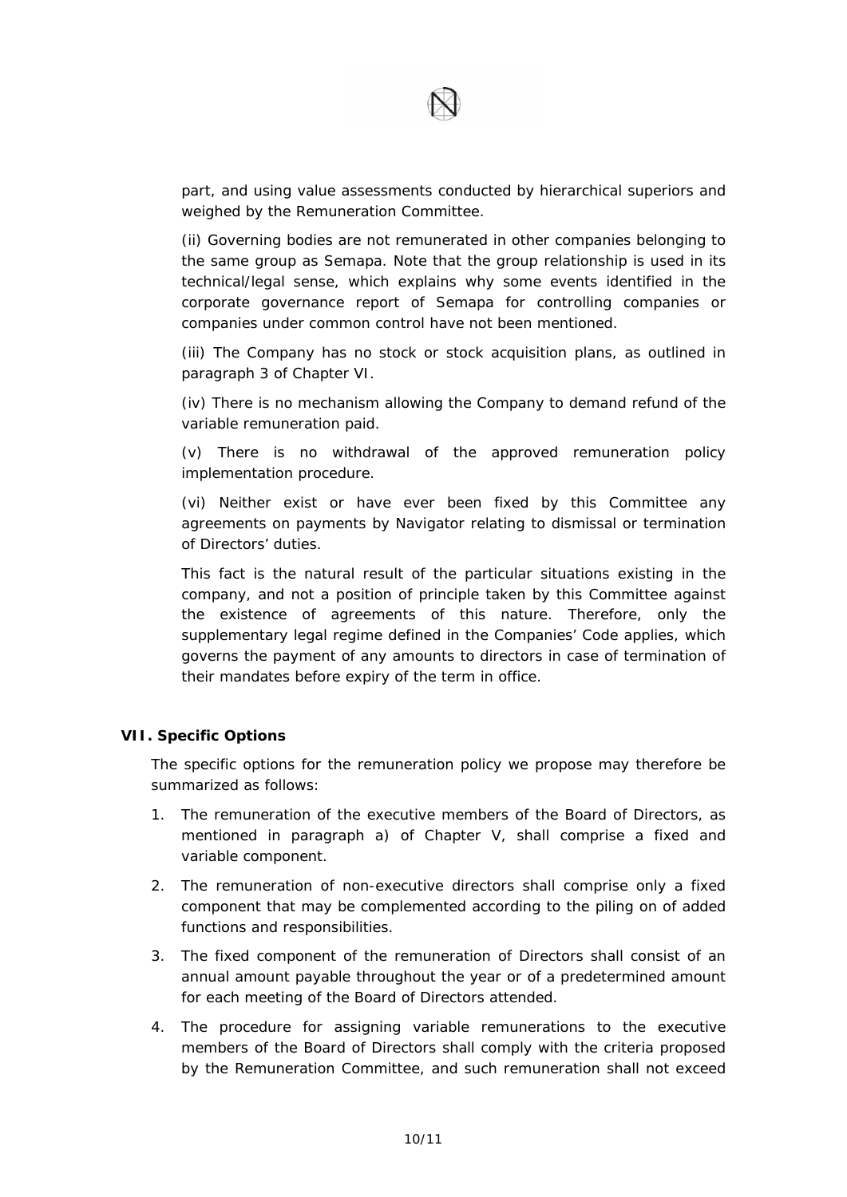part, and using value assessments conducted by hierarchical superiors and weighed by the Remuneration Committee.

(ii) Governing bodies are not remunerated in other companies belonging to the same group as Semapa. Note that the group relationship is used in its technical/legal sense, which explains why some events identified in the corporate governance report of Semapa for controlling companies or companies under common control have not been mentioned.

(iii) The Company has no stock or stock acquisition plans, as outlined in paragraph 3 of Chapter VI.

(iv) There is no mechanism allowing the Company to demand refund of the variable remuneration paid.

(v) There is no withdrawal of the approved remuneration policy implementation procedure.

(vi) Neither exist or have ever been fixed by this Committee any agreements on payments by Navigator relating to dismissal or termination of Directors' duties.

This fact is the natural result of the particular situations existing in the company, and not a position of principle taken by this Committee against the existence of agreements of this nature. Therefore, only the supplementary legal regime defined in the Companies' Code applies, which governs the payment of any amounts to directors in case of termination of their mandates before expiry of the term in office.

## VII. Specific Options

The specific options for the remuneration policy we propose may therefore be summarized as follows:

1. The remuneration of the executive members of the Board of Directors, as mentioned in paragraph a) of Chapter V, shall comprise a fixed and variable component.
2. The remuneration of non-executive directors shall comprise only a fixed component that may be complemented according to the piling on of added functions and responsibilities.
3. The fixed component of the remuneration of Directors shall consist of an annual amount payable throughout the year or of a predetermined amount for each meeting of the Board of Directors attended.
4. The procedure for assigning variable remunerations to the executive members of the Board of Directors shall comply with the criteria proposed by the Remuneration Committee, and such remuneration shall not exceed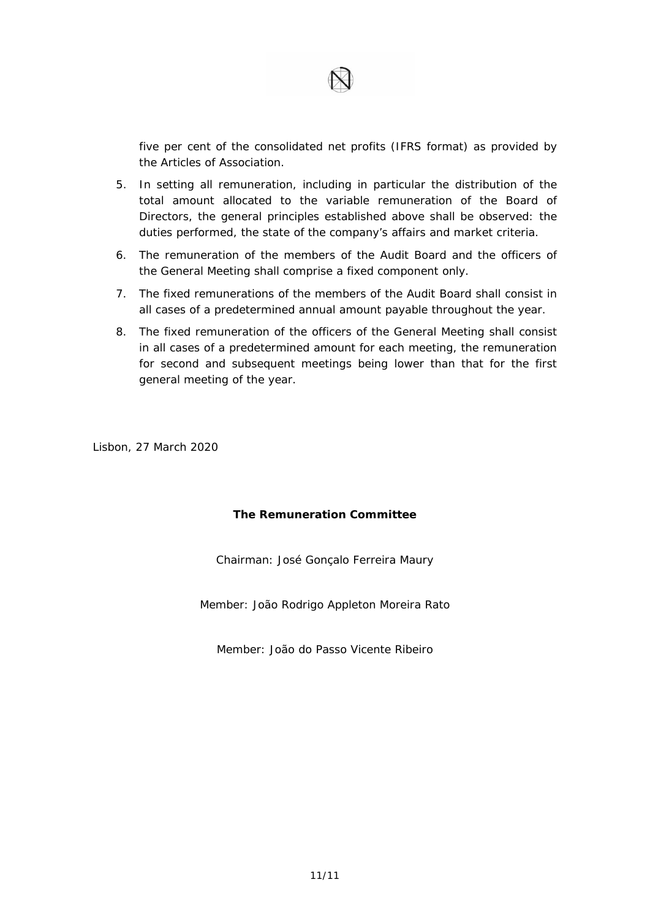five per cent of the consolidated net profits (IFRS format) as provided by the Articles of Association.

5. In setting all remuneration, including in particular the distribution of the total amount allocated to the variable remuneration of the Board of Directors, the general principles established above shall be observed: the duties performed, the state of the company's affairs and market criteria.
6. The remuneration of the members of the Audit Board and the officers of the General Meeting shall comprise a fixed component only.
7. The fixed remunerations of the members of the Audit Board shall consist in all cases of a predetermined annual amount payable throughout the year.
8. The fixed remuneration of the officers of the General Meeting shall consist in all cases of a predetermined amount for each meeting, the remuneration for second and subsequent meetings being lower than that for the first general meeting of the year.

Lisbon, 27 March 2020

**The Remuneration Committee**

Chairman: José Gonçalo Ferreira Maury

Member: João Rodrigo Appleton Moreira Rato

Member: João do Passo Vicente Ribeiro